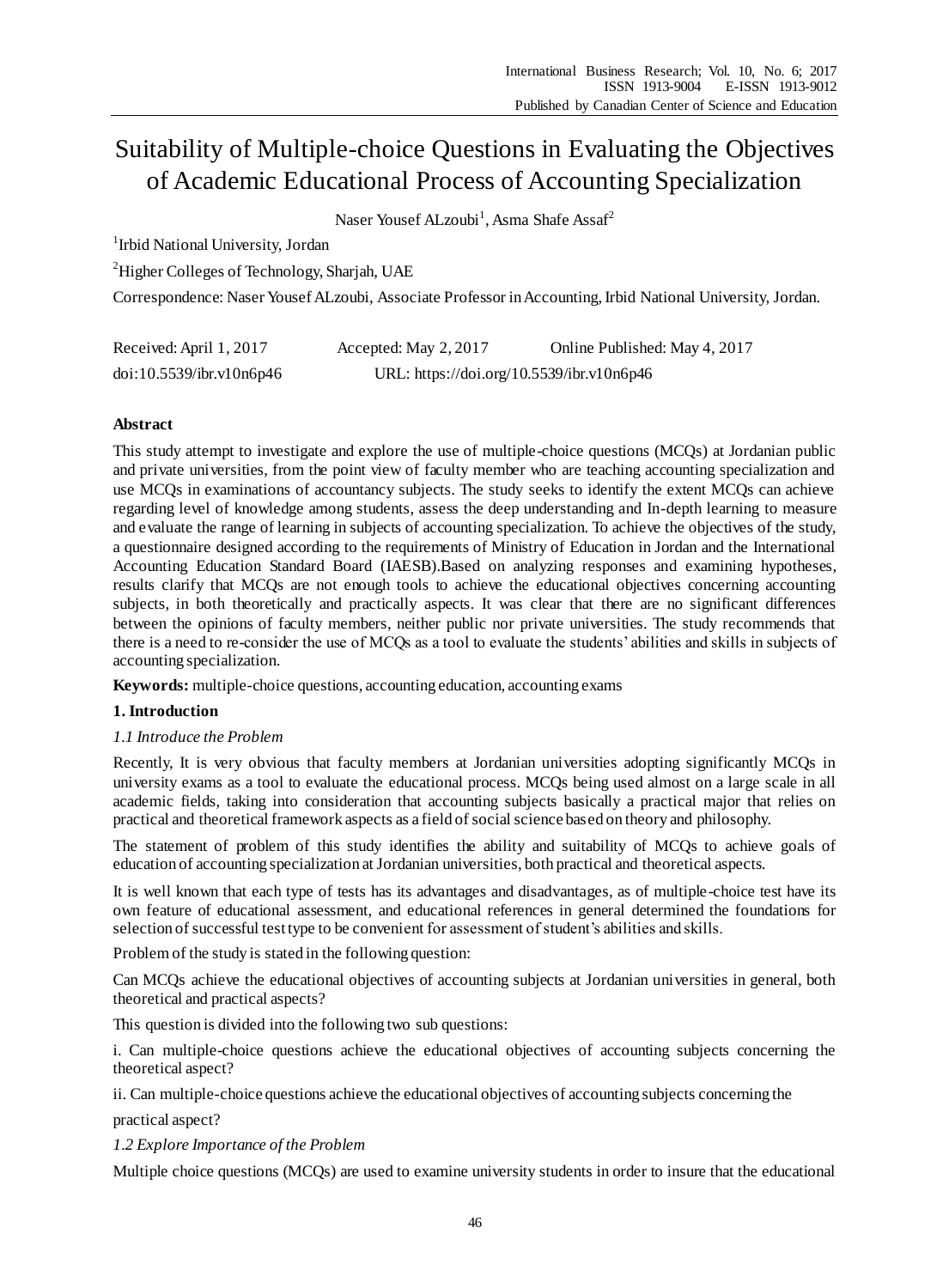# Suitability of Multiple-choice Questions in Evaluating the Objectives of Academic Educational Process of Accounting Specialization

Naser Yousef ALzoubi[1], Asma Shafe Assaf[2]

[1]Irbid National University, Jordan

[2]Higher Colleges of Technology, Sharjah, UAE

Correspondence: Naser Yousef ALzoubi, Associate Professor in Accounting, Irbid National University, Jordan.

Received: April 1, 2017     Accepted: May 2, 2017     Online Published: May 4, 2017

doi:10.5539/ibr.v10n6p46     URL: https://doi.org/10.5539/ibr.v10n6p46

**Abstract**

This study attempt to investigate and explore the use of multiple-choice questions (MCQs) at Jordanian public and private universities, from the point view of faculty member who are teaching accounting specialization and use MCQs in examinations of accountancy subjects. The study seeks to identify the extent MCQs can achieve regarding level of knowledge among students, assess the deep understanding and In-depth learning to measure and evaluate the range of learning in subjects of accounting specialization. To achieve the objectives of the study, a questionnaire designed according to the requirements of Ministry of Education in Jordan and the International Accounting Education Standard Board (IAESB).Based on analyzing responses and examining hypotheses, results clarify that MCQs are not enough tools to achieve the educational objectives concerning accounting subjects, in both theoretically and practically aspects. It was clear that there are no significant differences between the opinions of faculty members, neither public nor private universities. The study recommends that there is a need to re-consider the use of MCQs as a tool to evaluate the students' abilities and skills in subjects of accounting specialization.

**Keywords:** multiple-choice questions, accounting education, accounting exams

## 1. Introduction

### *1.1 Introduce the Problem*

Recently, It is very obvious that faculty members at Jordanian universities adopting significantly MCQs in university exams as a tool to evaluate the educational process. MCQs being used almost on a large scale in all academic fields, taking into consideration that accounting subjects basically a practical major that relies on practical and theoretical framework aspects as a field of social science based on theory and philosophy.

The statement of problem of this study identifies the ability and suitability of MCQs to achieve goals of education of accounting specialization at Jordanian universities, both practical and theoretical aspects.

It is well known that each type of tests has its advantages and disadvantages, as of multiple-choice test have its own feature of educational assessment, and educational references in general determined the foundations for selection of successful test type to be convenient for assessment of student's abilities and skills.

Problem of the study is stated in the following question:

Can MCQs achieve the educational objectives of accounting subjects at Jordanian universities in general, both theoretical and practical aspects?

This question is divided into the following two sub questions:

i. Can multiple-choice questions achieve the educational objectives of accounting subjects concerning the theoretical aspect?

ii. Can multiple-choice questions achieve the educational objectives of accounting subjects concerning the practical aspect?

### *1.2 Explore Importance of the Problem*

Multiple choice questions (MCQs) are used to examine university students in order to insure that the educational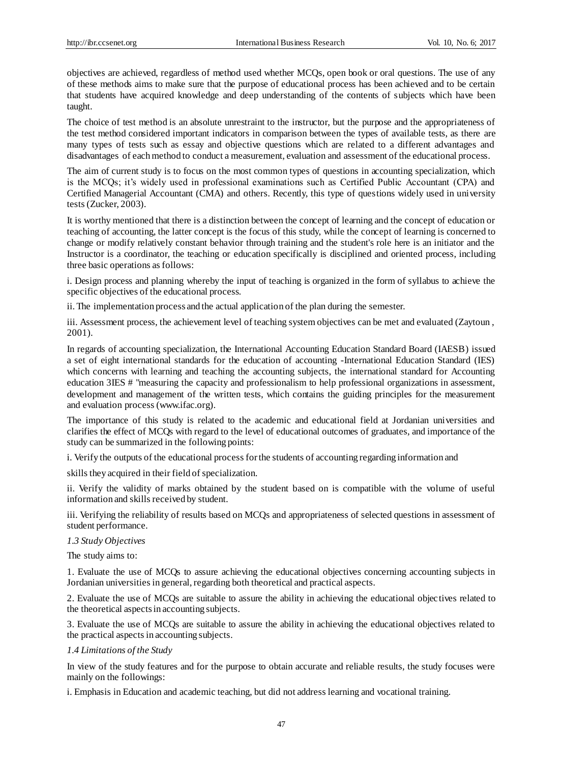objectives are achieved, regardless of method used whether MCQs, open book or oral questions. The use of any of these methods aims to make sure that the purpose of educational process has been achieved and to be certain that students have acquired knowledge and deep understanding of the contents of subjects which have been taught.

The choice of test method is an absolute unrestraint to the instructor, but the purpose and the appropriateness of the test method considered important indicators in comparison between the types of available tests, as there are many types of tests such as essay and objective questions which are related to a different advantages and disadvantages of each method to conduct a measurement, evaluation and assessment of the educational process.

The aim of current study is to focus on the most common types of questions in accounting specialization, which is the MCQs; it's widely used in professional examinations such as Certified Public Accountant (CPA) and Certified Managerial Accountant (CMA) and others. Recently, this type of questions widely used in university tests (Zucker, 2003).

It is worthy mentioned that there is a distinction between the concept of learning and the concept of education or teaching of accounting, the latter concept is the focus of this study, while the concept of learning is concerned to change or modify relatively constant behavior through training and the student's role here is an initiator and the Instructor is a coordinator, the teaching or education specifically is disciplined and oriented process, including three basic operations as follows:

i. Design process and planning whereby the input of teaching is organized in the form of syllabus to achieve the specific objectives of the educational process.

ii. The implementation process and the actual application of the plan during the semester.

iii. Assessment process, the achievement level of teaching system objectives can be met and evaluated (Zaytoun , 2001).

In regards of accounting specialization, the International Accounting Education Standard Board (IAESB) issued a set of eight international standards for the education of accounting -International Education Standard (IES) which concerns with learning and teaching the accounting subjects, the international standard for Accounting education 3IES # "measuring the capacity and professionalism to help professional organizations in assessment, development and management of the written tests, which contains the guiding principles for the measurement and evaluation process (www.ifac.org).

The importance of this study is related to the academic and educational field at Jordanian universities and clarifies the effect of MCQs with regard to the level of educational outcomes of graduates, and importance of the study can be summarized in the following points:

i. Verify the outputs of the educational process for the students of accounting regarding information and

skills they acquired in their field of specialization.

ii. Verify the validity of marks obtained by the student based on is compatible with the volume of useful information and skills received by student.

iii. Verifying the reliability of results based on MCQs and appropriateness of selected questions in assessment of student performance.

### *1.3 Study Objectives*

The study aims to:

1. Evaluate the use of MCQs to assure achieving the educational objectives concerning accounting subjects in Jordanian universities in general, regarding both theoretical and practical aspects.

2. Evaluate the use of MCQs are suitable to assure the ability in achieving the educational objectives related to the theoretical aspects in accounting subjects.

3. Evaluate the use of MCQs are suitable to assure the ability in achieving the educational objectives related to the practical aspects in accounting subjects.

### *1.4 Limitations of the Study*

In view of the study features and for the purpose to obtain accurate and reliable results, the study focuses were mainly on the followings:

i. Emphasis in Education and academic teaching, but did not address learning and vocational training.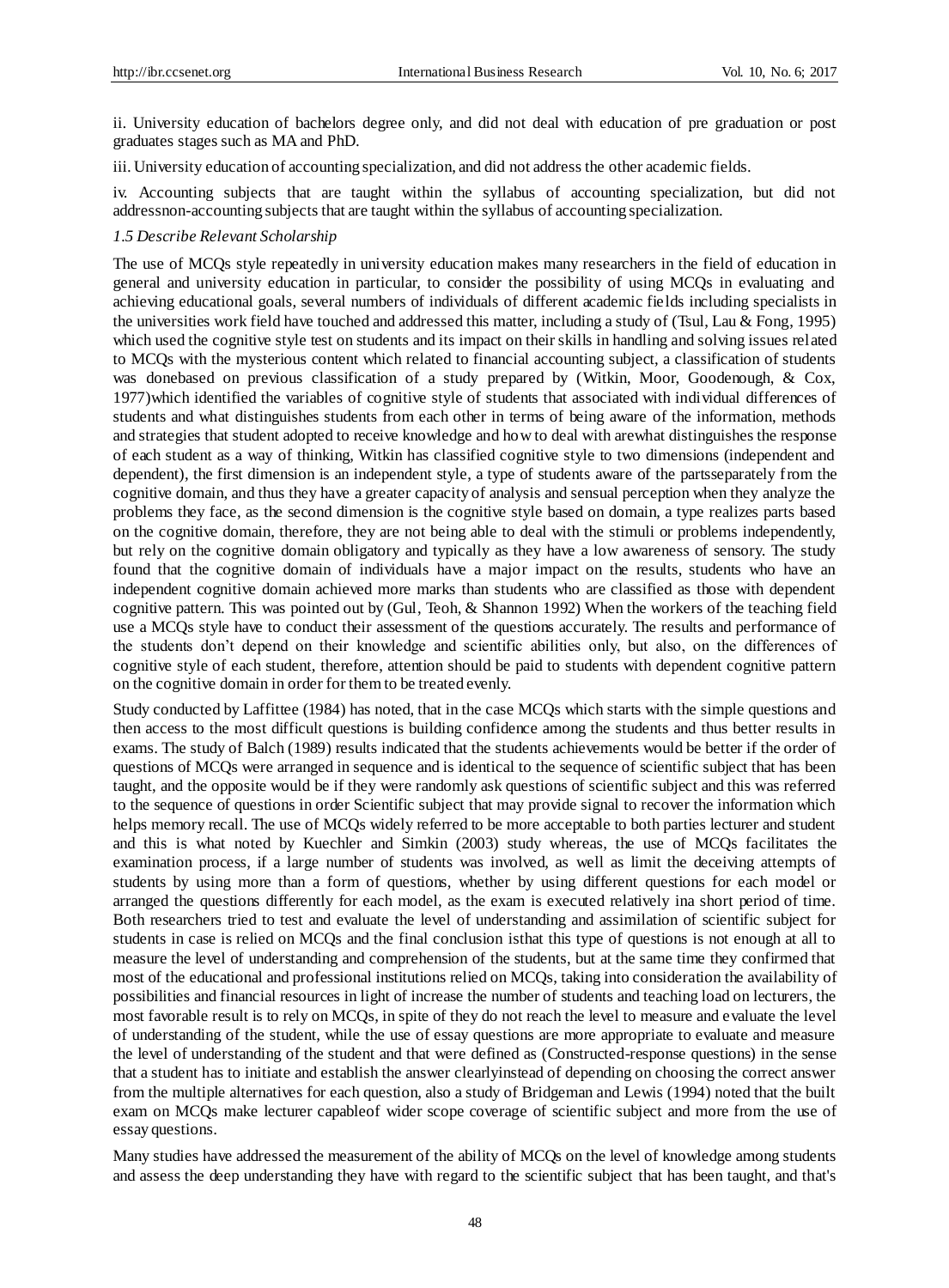ii. University education of bachelors degree only, and did not deal with education of pre graduation or post graduates stages such as MA and PhD.

iii. University education of accounting specialization, and did not address the other academic fields.

iv. Accounting subjects that are taught within the syllabus of accounting specialization, but did not addressnon-accounting subjects that are taught within the syllabus of accounting specialization.

*1.5 Describe Relevant Scholarship*

The use of MCQs style repeatedly in university education makes many researchers in the field of education in general and university education in particular, to consider the possibility of using MCQs in evaluating and achieving educational goals, several numbers of individuals of different academic fields including specialists in the universities work field have touched and addressed this matter, including a study of (Tsul, Lau & Fong, 1995) which used the cognitive style test on students and its impact on their skills in handling and solving issues related to MCQs with the mysterious content which related to financial accounting subject, a classification of students was donebased on previous classification of a study prepared by (Witkin, Moor, Goodenough, & Cox, 1977)which identified the variables of cognitive style of students that associated with individual differences of students and what distinguishes students from each other in terms of being aware of the information, methods and strategies that student adopted to receive knowledge and how to deal with arewhat distinguishes the response of each student as a way of thinking, Witkin has classified cognitive style to two dimensions (independent and dependent), the first dimension is an independent style, a type of students aware of the partsseparately from the cognitive domain, and thus they have a greater capacity of analysis and sensual perception when they analyze the problems they face, as the second dimension is the cognitive style based on domain, a type realizes parts based on the cognitive domain, therefore, they are not being able to deal with the stimuli or problems independently, but rely on the cognitive domain obligatory and typically as they have a low awareness of sensory. The study found that the cognitive domain of individuals have a major impact on the results, students who have an independent cognitive domain achieved more marks than students who are classified as those with dependent cognitive pattern. This was pointed out by (Gul, Teoh, & Shannon 1992) When the workers of the teaching field use a MCQs style have to conduct their assessment of the questions accurately. The results and performance of the students don't depend on their knowledge and scientific abilities only, but also, on the differences of cognitive style of each student, therefore, attention should be paid to students with dependent cognitive pattern on the cognitive domain in order for them to be treated evenly.

Study conducted by Laffittee (1984) has noted, that in the case MCQs which starts with the simple questions and then access to the most difficult questions is building confidence among the students and thus better results in exams. The study of Balch (1989) results indicated that the students achievements would be better if the order of questions of MCQs were arranged in sequence and is identical to the sequence of scientific subject that has been taught, and the opposite would be if they were randomly ask questions of scientific subject and this was referred to the sequence of questions in order Scientific subject that may provide signal to recover the information which helps memory recall. The use of MCQs widely referred to be more acceptable to both parties lecturer and student and this is what noted by Kuechler and Simkin (2003) study whereas, the use of MCQs facilitates the examination process, if a large number of students was involved, as well as limit the deceiving attempts of students by using more than a form of questions, whether by using different questions for each model or arranged the questions differently for each model, as the exam is executed relatively ina short period of time. Both researchers tried to test and evaluate the level of understanding and assimilation of scientific subject for students in case is relied on MCQs and the final conclusion isthat this type of questions is not enough at all to measure the level of understanding and comprehension of the students, but at the same time they confirmed that most of the educational and professional institutions relied on MCQs, taking into consideration the availability of possibilities and financial resources in light of increase the number of students and teaching load on lecturers, the most favorable result is to rely on MCQs, in spite of they do not reach the level to measure and evaluate the level of understanding of the student, while the use of essay questions are more appropriate to evaluate and measure the level of understanding of the student and that were defined as (Constructed-response questions) in the sense that a student has to initiate and establish the answer clearlyinstead of depending on choosing the correct answer from the multiple alternatives for each question, also a study of Bridgeman and Lewis (1994) noted that the built exam on MCQs make lecturer capableof wider scope coverage of scientific subject and more from the use of essay questions.

Many studies have addressed the measurement of the ability of MCQs on the level of knowledge among students and assess the deep understanding they have with regard to the scientific subject that has been taught, and that's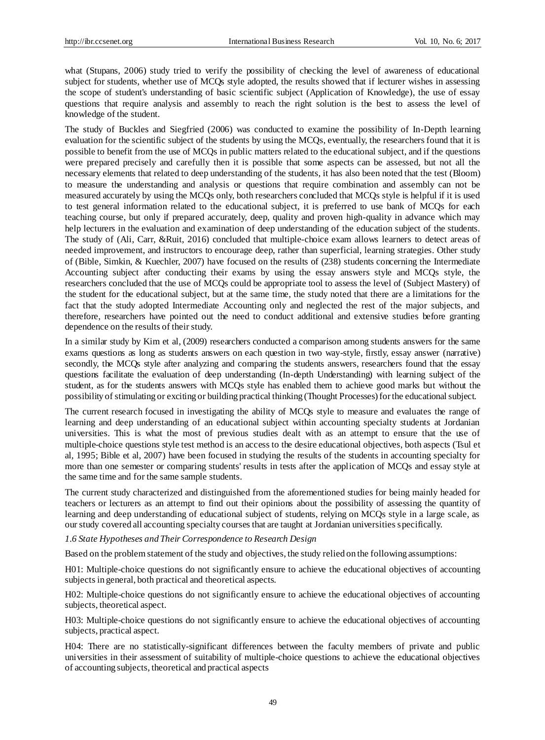what (Stupans, 2006) study tried to verify the possibility of checking the level of awareness of educational subject for students, whether use of MCQs style adopted, the results showed that if lecturer wishes in assessing the scope of student's understanding of basic scientific subject (Application of Knowledge), the use of essay questions that require analysis and assembly to reach the right solution is the best to assess the level of knowledge of the student.

The study of Buckles and Siegfried (2006) was conducted to examine the possibility of In-Depth learning evaluation for the scientific subject of the students by using the MCQs, eventually, the researchers found that it is possible to benefit from the use of MCQs in public matters related to the educational subject, and if the questions were prepared precisely and carefully then it is possible that some aspects can be assessed, but not all the necessary elements that related to deep understanding of the students, it has also been noted that the test (Bloom) to measure the understanding and analysis or questions that require combination and assembly can not be measured accurately by using the MCQs only, both researchers concluded that MCQs style is helpful if it is used to test general information related to the educational subject, it is preferred to use bank of MCQs for each teaching course, but only if prepared accurately, deep, quality and proven high-quality in advance which may help lecturers in the evaluation and examination of deep understanding of the education subject of the students. The study of (Ali, Carr, &Ruit, 2016) concluded that multiple-choice exam allows learners to detect areas of needed improvement, and instructors to encourage deep, rather than superficial, learning strategies. Other study of (Bible, Simkin, & Kuechler, 2007) have focused on the results of (238) students concerning the Intermediate Accounting subject after conducting their exams by using the essay answers style and MCQs style, the researchers concluded that the use of MCQs could be appropriate tool to assess the level of (Subject Mastery) of the student for the educational subject, but at the same time, the study noted that there are a limitations for the fact that the study adopted Intermediate Accounting only and neglected the rest of the major subjects, and therefore, researchers have pointed out the need to conduct additional and extensive studies before granting dependence on the results of their study.

In a similar study by Kim et al, (2009) researchers conducted a comparison among students answers for the same exams questions as long as students answers on each question in two way-style, firstly, essay answer (narrative) secondly, the MCQs style after analyzing and comparing the students answers, researchers found that the essay questions facilitate the evaluation of deep understanding (In-depth Understanding) with learning subject of the student, as for the students answers with MCQs style has enabled them to achieve good marks but without the possibility of stimulating or exciting or building practical thinking (Thought Processes) for the educational subject.

The current research focused in investigating the ability of MCQs style to measure and evaluates the range of learning and deep understanding of an educational subject within accounting specialty students at Jordanian universities. This is what the most of previous studies dealt with as an attempt to ensure that the use of multiple-choice questions style test method is an access to the desire educational objectives, both aspects (Tsul et al, 1995; Bible et al, 2007) have been focused in studying the results of the students in accounting specialty for more than one semester or comparing students' results in tests after the application of MCQs and essay style at the same time and for the same sample students.

The current study characterized and distinguished from the aforementioned studies for being mainly headed for teachers or lecturers as an attempt to find out their opinions about the possibility of assessing the quantity of learning and deep understanding of educational subject of students, relying on MCQs style in a large scale, as our study covered all accounting specialty courses that are taught at Jordanian universities specifically.

*1.6 State Hypotheses and Their Correspondence to Research Design*

Based on the problem statement of the study and objectives, the study relied on the following assumptions:

H01: Multiple-choice questions do not significantly ensure to achieve the educational objectives of accounting subjects in general, both practical and theoretical aspects.

H02: Multiple-choice questions do not significantly ensure to achieve the educational objectives of accounting subjects, theoretical aspect.

H03: Multiple-choice questions do not significantly ensure to achieve the educational objectives of accounting subjects, practical aspect.

H04: There are no statistically-significant differences between the faculty members of private and public universities in their assessment of suitability of multiple-choice questions to achieve the educational objectives of accounting subjects, theoretical and practical aspects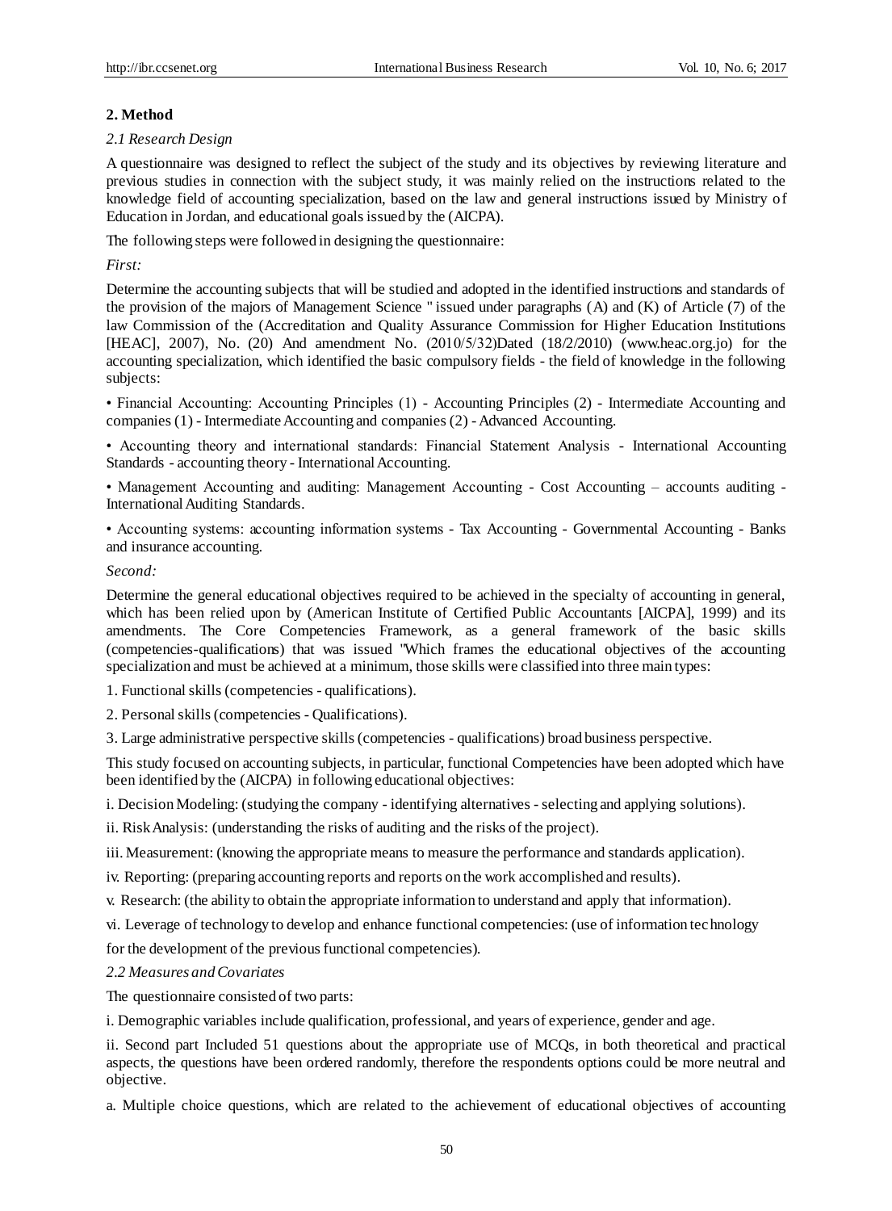## 2. Method

### *2.1 Research Design*

A questionnaire was designed to reflect the subject of the study and its objectives by reviewing literature and previous studies in connection with the subject study, it was mainly relied on the instructions related to the knowledge field of accounting specialization, based on the law and general instructions issued by Ministry of Education in Jordan, and educational goals issued by the (AICPA).

The following steps were followed in designing the questionnaire:

*First:*

Determine the accounting subjects that will be studied and adopted in the identified instructions and standards of the provision of the majors of Management Science " issued under paragraphs (A) and (K) of Article (7) of the law Commission of the (Accreditation and Quality Assurance Commission for Higher Education Institutions [HEAC], 2007), No. (20) And amendment No. (2010/5/32)Dated (18/2/2010) (www.heac.org.jo) for the accounting specialization, which identified the basic compulsory fields - the field of knowledge in the following subjects:

• Financial Accounting: Accounting Principles (1) - Accounting Principles (2) - Intermediate Accounting and companies (1) - Intermediate Accounting and companies (2) - Advanced Accounting.

• Accounting theory and international standards: Financial Statement Analysis - International Accounting Standards - accounting theory - International Accounting.

• Management Accounting and auditing: Management Accounting - Cost Accounting – accounts auditing - International Auditing Standards.

• Accounting systems: accounting information systems - Tax Accounting - Governmental Accounting - Banks and insurance accounting.

*Second:*

Determine the general educational objectives required to be achieved in the specialty of accounting in general, which has been relied upon by (American Institute of Certified Public Accountants [AICPA], 1999) and its amendments. The Core Competencies Framework, as a general framework of the basic skills (competencies-qualifications) that was issued "Which frames the educational objectives of the accounting specialization and must be achieved at a minimum, those skills were classified into three main types:

1. Functional skills (competencies - qualifications).
2. Personal skills (competencies - Qualifications).
3. Large administrative perspective skills (competencies - qualifications) broad business perspective.

This study focused on accounting subjects, in particular, functional Competencies have been adopted which have been identified by the (AICPA) in following educational objectives:

i. Decision Modeling: (studying the company - identifying alternatives - selecting and applying solutions).

ii. Risk Analysis: (understanding the risks of auditing and the risks of the project).

iii. Measurement: (knowing the appropriate means to measure the performance and standards application).

iv. Reporting: (preparing accounting reports and reports on the work accomplished and results).

v. Research: (the ability to obtain the appropriate information to understand and apply that information).

vi. Leverage of technology to develop and enhance functional competencies: (use of information technology for the development of the previous functional competencies).

### *2.2 Measures and Covariates*

The questionnaire consisted of two parts:

i. Demographic variables include qualification, professional, and years of experience, gender and age.

ii. Second part Included 51 questions about the appropriate use of MCQs, in both theoretical and practical aspects, the questions have been ordered randomly, therefore the respondents options could be more neutral and objective.

a. Multiple choice questions, which are related to the achievement of educational objectives of accounting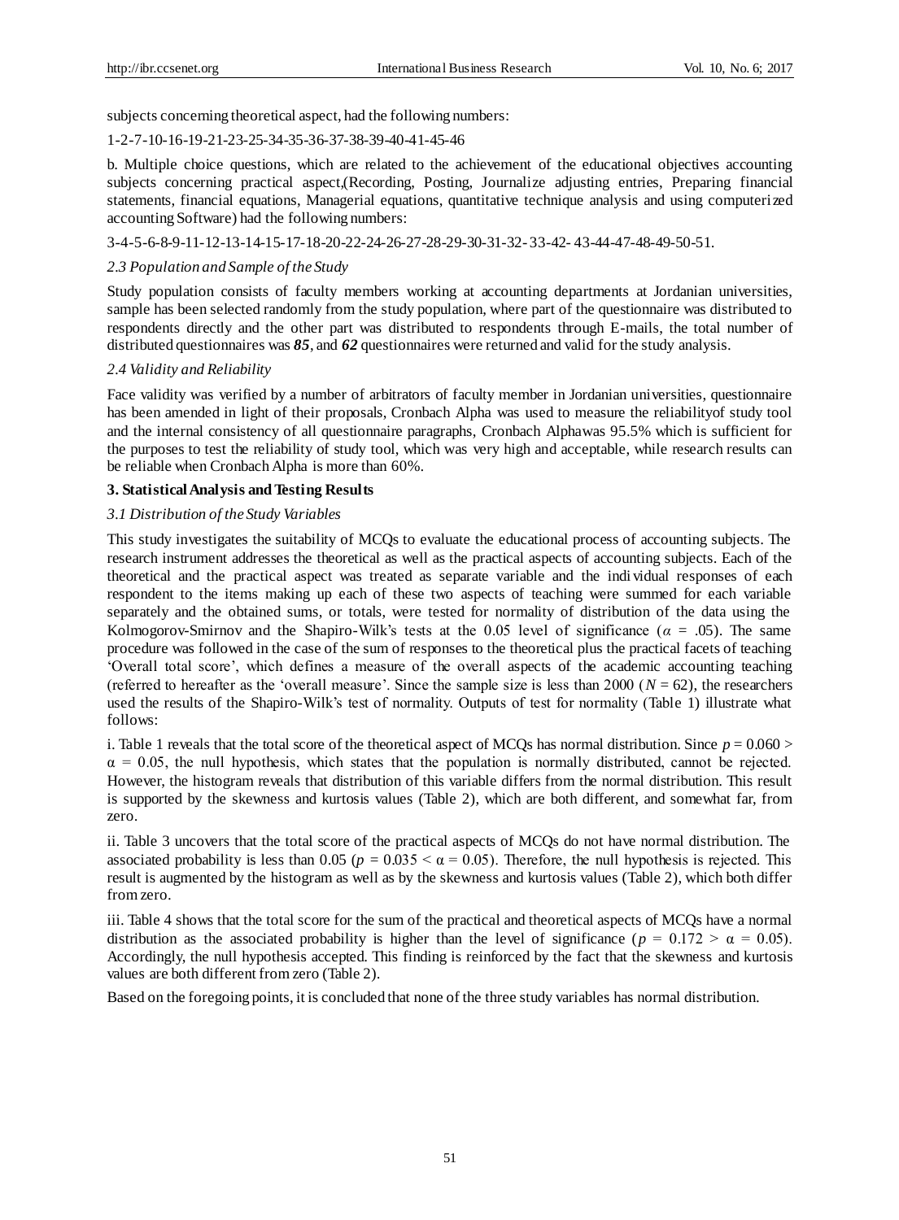subjects concerning theoretical aspect, had the following numbers:

1-2-7-10-16-19-21-23-25-34-35-36-37-38-39-40-41-45-46

b. Multiple choice questions, which are related to the achievement of the educational objectives accounting subjects concerning practical aspect,(Recording, Posting, Journalize adjusting entries, Preparing financial statements, financial equations, Managerial equations, quantitative technique analysis and using computerized accounting Software) had the following numbers:

3-4-5-6-8-9-11-12-13-14-15-17-18-20-22-24-26-27-28-29-30-31-32- 33-42- 43-44-47-48-49-50-51.

### *2.3 Population and Sample of the Study*

Study population consists of faculty members working at accounting departments at Jordanian universities, sample has been selected randomly from the study population, where part of the questionnaire was distributed to respondents directly and the other part was distributed to respondents through E-mails, the total number of distributed questionnaires was ***85***, and ***62*** questionnaires were returned and valid for the study analysis.

### *2.4 Validity and Reliability*

Face validity was verified by a number of arbitrators of faculty member in Jordanian universities, questionnaire has been amended in light of their proposals, Cronbach Alpha was used to measure the reliabilityof study tool and the internal consistency of all questionnaire paragraphs, Cronbach Alphawas 95.5% which is sufficient for the purposes to test the reliability of study tool, which was very high and acceptable, while research results can be reliable when Cronbach Alpha is more than 60%.

## **3. Statistical Analysis and Testing Results**

### *3.1 Distribution of the Study Variables*

This study investigates the suitability of MCQs to evaluate the educational process of accounting subjects. The research instrument addresses the theoretical as well as the practical aspects of accounting subjects. Each of the theoretical and the practical aspect was treated as separate variable and the individual responses of each respondent to the items making up each of these two aspects of teaching were summed for each variable separately and the obtained sums, or totals, were tested for normality of distribution of the data using the Kolmogorov-Smirnov and the Shapiro-Wilk's tests at the 0.05 level of significance ($\alpha = .05$). The same procedure was followed in the case of the sum of responses to the theoretical plus the practical facets of teaching 'Overall total score', which defines a measure of the overall aspects of the academic accounting teaching (referred to hereafter as the 'overall measure'. Since the sample size is less than 2000 ($N = 62$), the researchers used the results of the Shapiro-Wilk's test of normality. Outputs of test for normality (Table 1) illustrate what follows:

i. Table 1 reveals that the total score of the theoretical aspect of MCQs has normal distribution. Since $p = 0.060 > \alpha = 0.05$, the null hypothesis, which states that the population is normally distributed, cannot be rejected. However, the histogram reveals that distribution of this variable differs from the normal distribution. This result is supported by the skewness and kurtosis values (Table 2), which are both different, and somewhat far, from zero.

ii. Table 3 uncovers that the total score of the practical aspects of MCQs do not have normal distribution. The associated probability is less than 0.05 ($p = 0.035 < \alpha = 0.05$). Therefore, the null hypothesis is rejected. This result is augmented by the histogram as well as by the skewness and kurtosis values (Table 2), which both differ from zero.

iii. Table 4 shows that the total score for the sum of the practical and theoretical aspects of MCQs have a normal distribution as the associated probability is higher than the level of significance ($p = 0.172 > \alpha = 0.05$). Accordingly, the null hypothesis accepted. This finding is reinforced by the fact that the skewness and kurtosis values are both different from zero (Table 2).

Based on the foregoing points, it is concluded that none of the three study variables has normal distribution.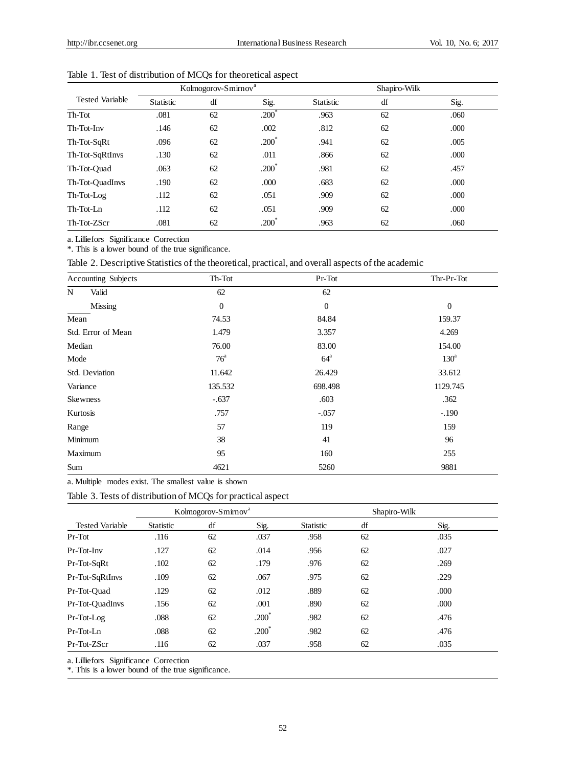Table 1. Test of distribution of MCQs for theoretical aspect

| Tested Variable | Kolmogorov-Smirnov[a] | | | Shapiro-Wilk | | |
|---|---|---|---|---|---|---|
| | Statistic | df | Sig. | Statistic | df | Sig. |
| Th-Tot | .081 | 62 | .200* | .963 | 62 | .060 |
| Th-Tot-Inv | .146 | 62 | .002 | .812 | 62 | .000 |
| Th-Tot-SqRt | .096 | 62 | .200* | .941 | 62 | .005 |
| Th-Tot-SqRtInvs | .130 | 62 | .011 | .866 | 62 | .000 |
| Th-Tot-Quad | .063 | 62 | .200* | .981 | 62 | .457 |
| Th-Tot-QuadInvs | .190 | 62 | .000 | .683 | 62 | .000 |
| Th-Tot-Log | .112 | 62 | .051 | .909 | 62 | .000 |
| Th-Tot-Ln | .112 | 62 | .051 | .909 | 62 | .000 |
| Th-Tot-ZScr | .081 | 62 | .200* | .963 | 62 | .060 |

a. Lilliefors Significance Correction

*. This is a lower bound of the true significance.

Table 2. Descriptive Statistics of the theoretical, practical, and overall aspects of the academic

| Accounting Subjects | Th-Tot | Pr-Tot | Thr-Pr-Tot |
|---|---|---|---|
| N Valid | 62 | 62 | |
| Missing | 0 | 0 | 0 |
| Mean | 74.53 | 84.84 | 159.37 |
| Std. Error of Mean | 1.479 | 3.357 | 4.269 |
| Median | 76.00 | 83.00 | 154.00 |
| Mode | 76[a] | 64[a] | 130[a] |
| Std. Deviation | 11.642 | 26.429 | 33.612 |
| Variance | 135.532 | 698.498 | 1129.745 |
| Skewness | -.637 | .603 | .362 |
| Kurtosis | .757 | -.057 | -.190 |
| Range | 57 | 119 | 159 |
| Minimum | 38 | 41 | 96 |
| Maximum | 95 | 160 | 255 |
| Sum | 4621 | 5260 | 9881 |

a. Multiple modes exist. The smallest value is shown

Table 3. Tests of distribution of MCQs for practical aspect

| Tested Variable | Kolmogorov-Smirnov[a] | | | Shapiro-Wilk | | |
|---|---|---|---|---|---|---|
| | Statistic | df | Sig. | Statistic | df | Sig. |
| Pr-Tot | .116 | 62 | .037 | .958 | 62 | .035 |
| Pr-Tot-Inv | .127 | 62 | .014 | .956 | 62 | .027 |
| Pr-Tot-SqRt | .102 | 62 | .179 | .976 | 62 | .269 |
| Pr-Tot-SqRtInvs | .109 | 62 | .067 | .975 | 62 | .229 |
| Pr-Tot-Quad | .129 | 62 | .012 | .889 | 62 | .000 |
| Pr-Tot-QuadInvs | .156 | 62 | .001 | .890 | 62 | .000 |
| Pr-Tot-Log | .088 | 62 | .200* | .982 | 62 | .476 |
| Pr-Tot-Ln | .088 | 62 | .200* | .982 | 62 | .476 |
| Pr-Tot-ZScr | .116 | 62 | .037 | .958 | 62 | .035 |

a. Lilliefors Significance Correction

*. This is a lower bound of the true significance.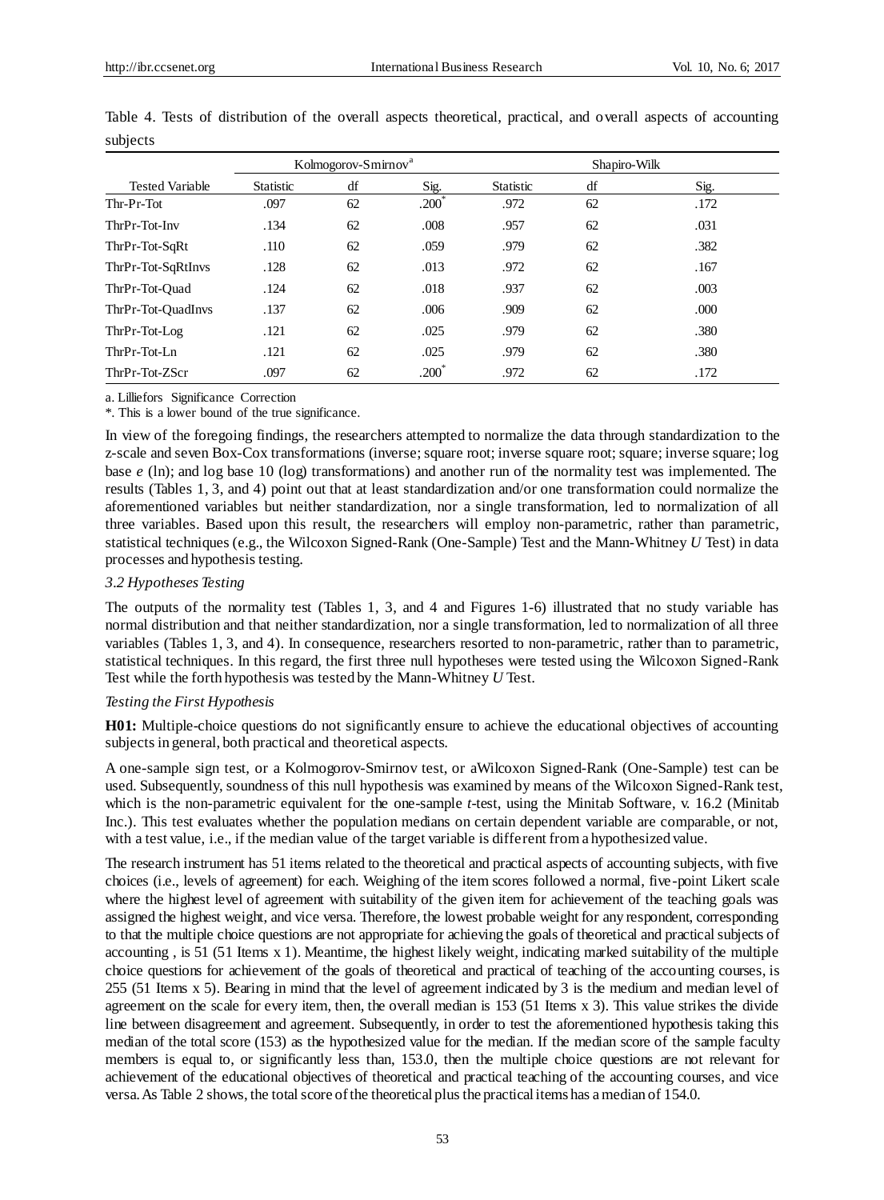Table 4. Tests of distribution of the overall aspects theoretical, practical, and overall aspects of accounting subjects

| | Kolmogorov-Smirnov[a] | | | Shapiro-Wilk | | |
|---|---|---|---|---|---|---|
| Tested Variable | Statistic | df | Sig. | Statistic | df | Sig. |
| Thr-Pr-Tot | .097 | 62 | .200[*] | .972 | 62 | .172 |
| ThrPr-Tot-Inv | .134 | 62 | .008 | .957 | 62 | .031 |
| ThrPr-Tot-SqRt | .110 | 62 | .059 | .979 | 62 | .382 |
| ThrPr-Tot-SqRtInvs | .128 | 62 | .013 | .972 | 62 | .167 |
| ThrPr-Tot-Quad | .124 | 62 | .018 | .937 | 62 | .003 |
| ThrPr-Tot-QuadInvs | .137 | 62 | .006 | .909 | 62 | .000 |
| ThrPr-Tot-Log | .121 | 62 | .025 | .979 | 62 | .380 |
| ThrPr-Tot-Ln | .121 | 62 | .025 | .979 | 62 | .380 |
| ThrPr-Tot-ZScr | .097 | 62 | .200[*] | .972 | 62 | .172 |

a. Lilliefors Significance Correction

*. This is a lower bound of the true significance.

In view of the foregoing findings, the researchers attempted to normalize the data through standardization to the z-scale and seven Box-Cox transformations (inverse; square root; inverse square root; square; inverse square; log base *e* (ln); and log base 10 (log) transformations) and another run of the normality test was implemented. The results (Tables 1, 3, and 4) point out that at least standardization and/or one transformation could normalize the aforementioned variables but neither standardization, nor a single transformation, led to normalization of all three variables. Based upon this result, the researchers will employ non-parametric, rather than parametric, statistical techniques (e.g., the Wilcoxon Signed-Rank (One-Sample) Test and the Mann-Whitney *U* Test) in data processes and hypothesis testing.

### *3.2 Hypotheses Testing*

The outputs of the normality test (Tables 1, 3, and 4 and Figures 1-6) illustrated that no study variable has normal distribution and that neither standardization, nor a single transformation, led to normalization of all three variables (Tables 1, 3, and 4). In consequence, researchers resorted to non-parametric, rather than to parametric, statistical techniques. In this regard, the first three null hypotheses were tested using the Wilcoxon Signed-Rank Test while the forth hypothesis was tested by the Mann-Whitney *U* Test.

#### *Testing the First Hypothesis*

**H01:** Multiple-choice questions do not significantly ensure to achieve the educational objectives of accounting subjects in general, both practical and theoretical aspects.

A one-sample sign test, or a Kolmogorov-Smirnov test, or aWilcoxon Signed-Rank (One-Sample) test can be used. Subsequently, soundness of this null hypothesis was examined by means of the Wilcoxon Signed-Rank test, which is the non-parametric equivalent for the one-sample *t*-test, using the Minitab Software, v. 16.2 (Minitab Inc.). This test evaluates whether the population medians on certain dependent variable are comparable, or not, with a test value, i.e., if the median value of the target variable is different from a hypothesized value.

The research instrument has 51 items related to the theoretical and practical aspects of accounting subjects, with five choices (i.e., levels of agreement) for each. Weighing of the item scores followed a normal, five-point Likert scale where the highest level of agreement with suitability of the given item for achievement of the teaching goals was assigned the highest weight, and vice versa. Therefore, the lowest probable weight for any respondent, corresponding to that the multiple choice questions are not appropriate for achieving the goals of theoretical and practical subjects of accounting , is 51 (51 Items x 1). Meantime, the highest likely weight, indicating marked suitability of the multiple choice questions for achievement of the goals of theoretical and practical teaching of the accounting courses, is 255 (51 Items x 5). Bearing in mind that the level of agreement indicated by 3 is the medium and median level of agreement on the scale for every item, then, the overall median is 153 (51 Items x 3). This value strikes the divide line between disagreement and agreement. Subsequently, in order to test the aforementioned hypothesis taking this median of the total score (153) as the hypothesized value for the median. If the median score of the sample faculty members is equal to, or significantly less than, 153.0, then the multiple choice questions are not relevant for achievement of the educational objectives of theoretical and practical teaching of the accounting courses, and vice versa. As Table 2 shows, the total score of the theoretical plus the practical items has a median of 154.0.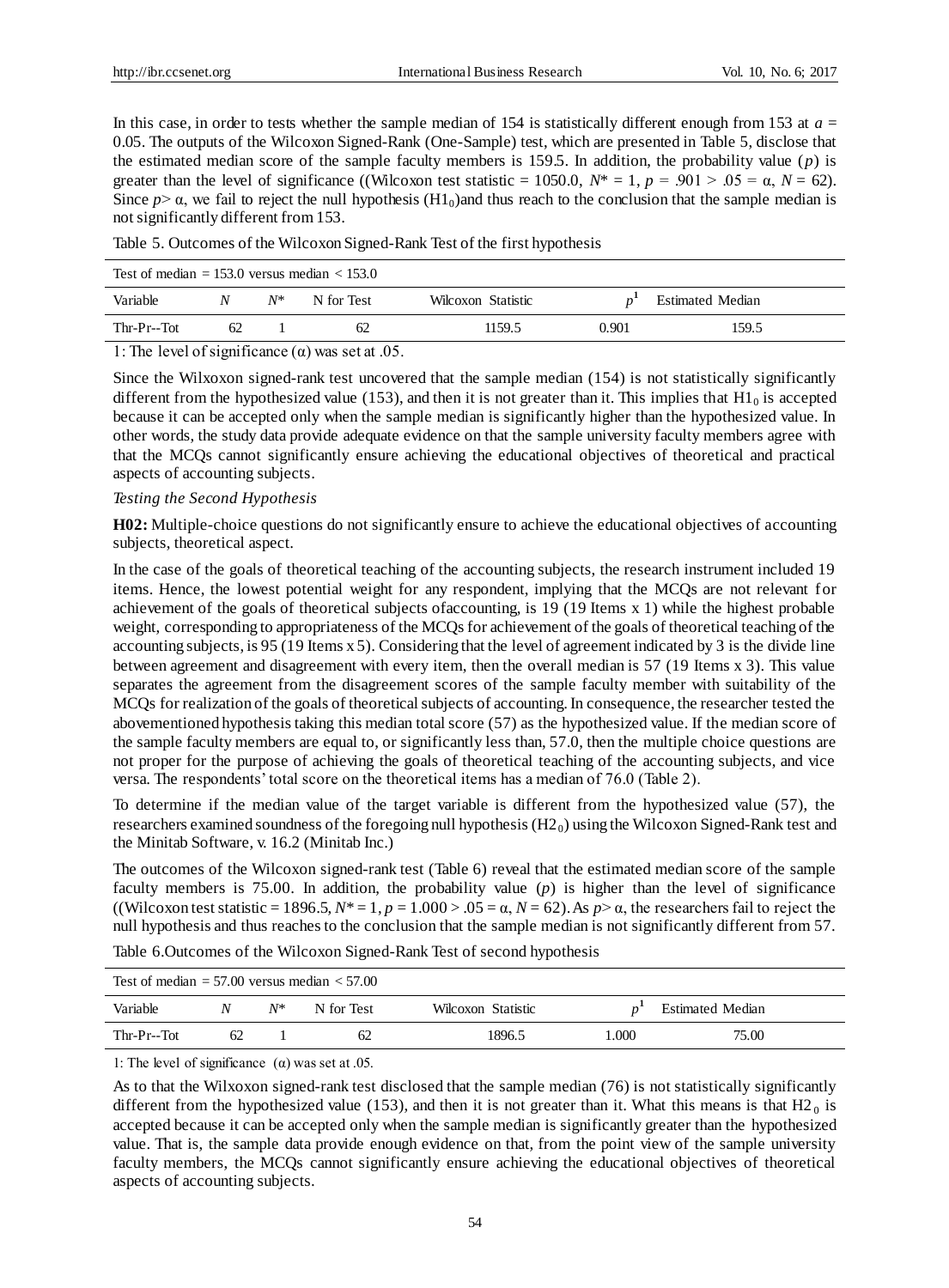In this case, in order to tests whether the sample median of 154 is statistically different enough from 153 at $a$ = 0.05. The outputs of the Wilcoxon Signed-Rank (One-Sample) test, which are presented in Table 5, disclose that the estimated median score of the sample faculty members is 159.5. In addition, the probability value ($p$) is greater than the level of significance ((Wilcoxon test statistic = 1050.0, $N^*$ = 1, $p$ = .901 > .05 = α, $N$ = 62). Since $p$> α, we fail to reject the null hypothesis ($H1_0$)and thus reach to the conclusion that the sample median is not significantly different from 153.

Table 5. Outcomes of the Wilcoxon Signed-Rank Test of the first hypothesis

| Test of median = 153.0 versus median < 153.0 | | | | | | |
|---|---|---|---|---|---|---|
| Variable | $N$ | $N^*$ | N for Test | Wilcoxon Statistic | $p$[1] | Estimated Median |
| Thr-Pr--Tot | 62 | 1 | 62 | 1159.5 | 0.901 | 159.5 |

1: The level of significance (α) was set at .05.

Since the Wilxoxon signed-rank test uncovered that the sample median (154) is not statistically significantly different from the hypothesized value (153), and then it is not greater than it. This implies that $H1_0$ is accepted because it can be accepted only when the sample median is significantly higher than the hypothesized value. In other words, the study data provide adequate evidence on that the sample university faculty members agree with that the MCQs cannot significantly ensure achieving the educational objectives of theoretical and practical aspects of accounting subjects.

*Testing the Second Hypothesis*

**H02:** Multiple-choice questions do not significantly ensure to achieve the educational objectives of accounting subjects, theoretical aspect.

In the case of the goals of theoretical teaching of the accounting subjects, the research instrument included 19 items. Hence, the lowest potential weight for any respondent, implying that the MCQs are not relevant for achievement of the goals of theoretical subjects ofaccounting, is 19 (19 Items x 1) while the highest probable weight, corresponding to appropriateness of the MCQs for achievement of the goals of theoretical teaching of the accounting subjects, is 95 (19 Items x 5). Considering that the level of agreement indicated by 3 is the divide line between agreement and disagreement with every item, then the overall median is 57 (19 Items x 3). This value separates the agreement from the disagreement scores of the sample faculty member with suitability of the MCQs for realization of the goals of theoretical subjects of accounting. In consequence, the researcher tested the abovementioned hypothesis taking this median total score (57) as the hypothesized value. If the median score of the sample faculty members are equal to, or significantly less than, 57.0, then the multiple choice questions are not proper for the purpose of achieving the goals of theoretical teaching of the accounting subjects, and vice versa. The respondents' total score on the theoretical items has a median of 76.0 (Table 2).

To determine if the median value of the target variable is different from the hypothesized value (57), the researchers examined soundness of the foregoing null hypothesis ($H2_0$) using the Wilcoxon Signed-Rank test and the Minitab Software, v. 16.2 (Minitab Inc.)

The outcomes of the Wilcoxon signed-rank test (Table 6) reveal that the estimated median score of the sample faculty members is 75.00. In addition, the probability value ($p$) is higher than the level of significance ((Wilcoxon test statistic = 1896.5, $N^*$ = 1, $p$ = 1.000 > .05 = α, $N$ = 62). As $p$> α, the researchers fail to reject the null hypothesis and thus reaches to the conclusion that the sample median is not significantly different from 57.

Table 6.Outcomes of the Wilcoxon Signed-Rank Test of second hypothesis

| Test of median = 57.00 versus median < 57.00 | | | | | | |
|---|---|---|---|---|---|---|
| Variable | $N$ | $N^*$ | N for Test | Wilcoxon Statistic | $p$[1] | Estimated Median |
| Thr-Pr--Tot | 62 | 1 | 62 | 1896.5 | 1.000 | 75.00 |

1: The level of significance (α) was set at .05.

As to that the Wilxoxon signed-rank test disclosed that the sample median (76) is not statistically significantly different from the hypothesized value (153), and then it is not greater than it. What this means is that $H2_0$ is accepted because it can be accepted only when the sample median is significantly greater than the hypothesized value. That is, the sample data provide enough evidence on that, from the point view of the sample university faculty members, the MCQs cannot significantly ensure achieving the educational objectives of theoretical aspects of accounting subjects.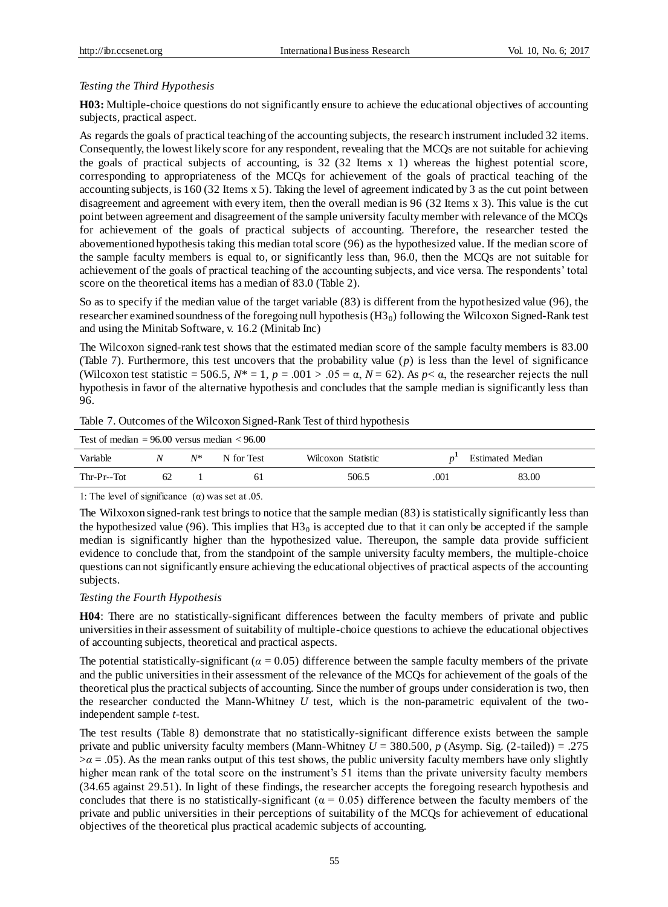*Testing the Third Hypothesis*

**H03:** Multiple-choice questions do not significantly ensure to achieve the educational objectives of accounting subjects, practical aspect.

As regards the goals of practical teaching of the accounting subjects, the research instrument included 32 items. Consequently, the lowest likely score for any respondent, revealing that the MCQs are not suitable for achieving the goals of practical subjects of accounting, is 32 (32 Items x 1) whereas the highest potential score, corresponding to appropriateness of the MCQs for achievement of the goals of practical teaching of the accounting subjects, is 160 (32 Items x 5). Taking the level of agreement indicated by 3 as the cut point between disagreement and agreement with every item, then the overall median is 96 (32 Items x 3). This value is the cut point between agreement and disagreement of the sample university faculty member with relevance of the MCQs for achievement of the goals of practical subjects of accounting. Therefore, the researcher tested the abovementioned hypothesis taking this median total score (96) as the hypothesized value. If the median score of the sample faculty members is equal to, or significantly less than, 96.0, then the MCQs are not suitable for achievement of the goals of practical teaching of the accounting subjects, and vice versa. The respondents' total score on the theoretical items has a median of 83.0 (Table 2).

So as to specify if the median value of the target variable (83) is different from the hypothesized value (96), the researcher examined soundness of the foregoing null hypothesis ($H3_0$) following the Wilcoxon Signed-Rank test and using the Minitab Software, v. 16.2 (Minitab Inc)

The Wilcoxon signed-rank test shows that the estimated median score of the sample faculty members is 83.00 (Table 7). Furthermore, this test uncovers that the probability value ($p$) is less than the level of significance (Wilcoxon test statistic = 506.5, $N^* = 1$, $p = .001 > .05 = \alpha$, $N = 62$). As $p < \alpha$, the researcher rejects the null hypothesis in favor of the alternative hypothesis and concludes that the sample median is significantly less than 96.

Table 7. Outcomes of the Wilcoxon Signed-Rank Test of third hypothesis

| Test of median = 96.00 versus median < 96.00 | | | | | | |
|---|---|---|---|---|---|---|
| Variable | $N$ | $N^*$ | N for Test | Wilcoxon Statistic | $p^1$ | Estimated Median |
| Thr-Pr--Tot | 62 | 1 | 61 | 506.5 | .001 | 83.00 |

1: The level of significance (α) was set at .05.

The Wilxoxon signed-rank test brings to notice that the sample median (83) is statistically significantly less than the hypothesized value (96). This implies that $H3_0$ is accepted due to that it can only be accepted if the sample median is significantly higher than the hypothesized value. Thereupon, the sample data provide sufficient evidence to conclude that, from the standpoint of the sample university faculty members, the multiple-choice questions can not significantly ensure achieving the educational objectives of practical aspects of the accounting subjects.

*Testing the Fourth Hypothesis*

**H04**: There are no statistically-significant differences between the faculty members of private and public universities in their assessment of suitability of multiple-choice questions to achieve the educational objectives of accounting subjects, theoretical and practical aspects.

The potential statistically-significant ($\alpha = 0.05$) difference between the sample faculty members of the private and the public universities in their assessment of the relevance of the MCQs for achievement of the goals of the theoretical plus the practical subjects of accounting. Since the number of groups under consideration is two, then the researcher conducted the Mann-Whitney $U$ test, which is the non-parametric equivalent of the two-independent sample $t$-test.

The test results (Table 8) demonstrate that no statistically-significant difference exists between the sample private and public university faculty members (Mann-Whitney $U = 380.500$, $p$ (Asymp. Sig. (2-tailed)) = .275 $> \alpha = .05$). As the mean ranks output of this test shows, the public university faculty members have only slightly higher mean rank of the total score on the instrument's 51 items than the private university faculty members (34.65 against 29.51). In light of these findings, the researcher accepts the foregoing research hypothesis and concludes that there is no statistically-significant ($\alpha = 0.05$) difference between the faculty members of the private and public universities in their perceptions of suitability of the MCQs for achievement of educational objectives of the theoretical plus practical academic subjects of accounting.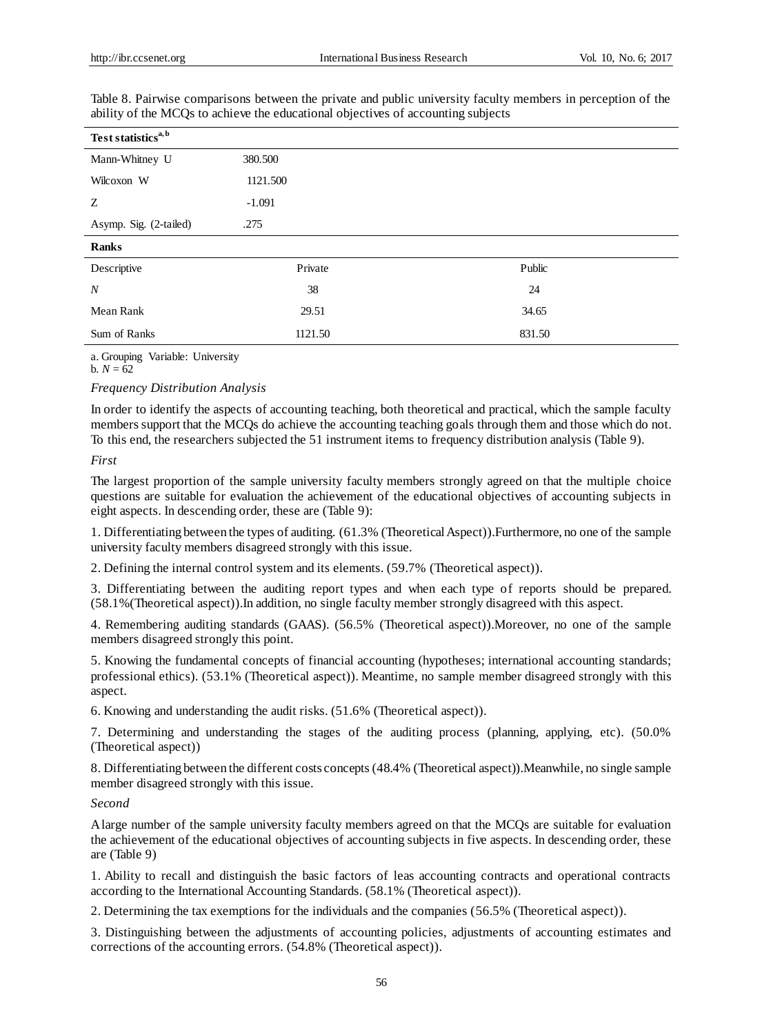Table 8. Pairwise comparisons between the private and public university faculty members in perception of the ability of the MCQs to achieve the educational objectives of accounting subjects

| **Test statistics**[a,b] | | |
|---|---|---|
| Mann-Whitney U | 380.500 | |
| Wilcoxon W | 1121.500 | |
| Z | -1.091 | |
| Asymp. Sig. (2-tailed) | .275 | |
| **Ranks** | | |
| Descriptive | Private | Public |
| *N* | 38 | 24 |
| Mean Rank | 29.51 | 34.65 |
| Sum of Ranks | 1121.50 | 831.50 |

a. Grouping Variable: University
b. *N* = 62

*Frequency Distribution Analysis*

In order to identify the aspects of accounting teaching, both theoretical and practical, which the sample faculty members support that the MCQs do achieve the accounting teaching goals through them and those which do not. To this end, the researchers subjected the 51 instrument items to frequency distribution analysis (Table 9).

*First*

The largest proportion of the sample university faculty members strongly agreed on that the multiple choice questions are suitable for evaluation the achievement of the educational objectives of accounting subjects in eight aspects. In descending order, these are (Table 9):

1. Differentiating between the types of auditing. (61.3% (Theoretical Aspect)).Furthermore, no one of the sample university faculty members disagreed strongly with this issue.

2. Defining the internal control system and its elements. (59.7% (Theoretical aspect)).

3. Differentiating between the auditing report types and when each type of reports should be prepared. (58.1%(Theoretical aspect)).In addition, no single faculty member strongly disagreed with this aspect.

4. Remembering auditing standards (GAAS). (56.5% (Theoretical aspect)).Moreover, no one of the sample members disagreed strongly this point.

5. Knowing the fundamental concepts of financial accounting (hypotheses; international accounting standards; professional ethics). (53.1% (Theoretical aspect)). Meantime, no sample member disagreed strongly with this aspect.

6. Knowing and understanding the audit risks. (51.6% (Theoretical aspect)).

7. Determining and understanding the stages of the auditing process (planning, applying, etc). (50.0% (Theoretical aspect))

8. Differentiating between the different costs concepts (48.4% (Theoretical aspect)).Meanwhile, no single sample member disagreed strongly with this issue.

*Second*

A large number of the sample university faculty members agreed on that the MCQs are suitable for evaluation the achievement of the educational objectives of accounting subjects in five aspects. In descending order, these are (Table 9)

1. Ability to recall and distinguish the basic factors of leas accounting contracts and operational contracts according to the International Accounting Standards. (58.1% (Theoretical aspect)).

2. Determining the tax exemptions for the individuals and the companies (56.5% (Theoretical aspect)).

3. Distinguishing between the adjustments of accounting policies, adjustments of accounting estimates and corrections of the accounting errors. (54.8% (Theoretical aspect)).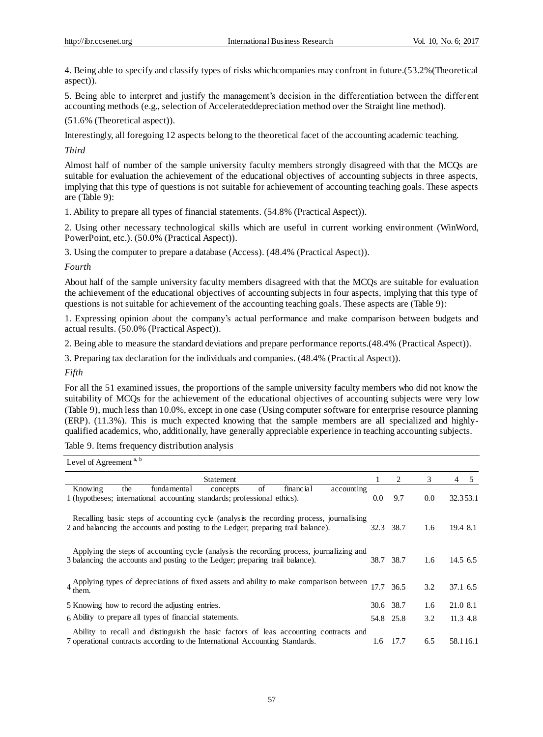4. Being able to specify and classify types of risks whichcompanies may confront in future.(53.2%(Theoretical aspect)).

5. Being able to interpret and justify the management's decision in the differentiation between the different accounting methods (e.g., selection of Accelerateddepreciation method over the Straight line method).

(51.6% (Theoretical aspect)).

Interestingly, all foregoing 12 aspects belong to the theoretical facet of the accounting academic teaching.

*Third*

Almost half of number of the sample university faculty members strongly disagreed with that the MCQs are suitable for evaluation the achievement of the educational objectives of accounting subjects in three aspects, implying that this type of questions is not suitable for achievement of accounting teaching goals. These aspects are (Table 9):

1. Ability to prepare all types of financial statements. (54.8% (Practical Aspect)).

2. Using other necessary technological skills which are useful in current working environment (WinWord, PowerPoint, etc.). (50.0% (Practical Aspect)).

3. Using the computer to prepare a database (Access). (48.4% (Practical Aspect)).

*Fourth*

About half of the sample university faculty members disagreed with that the MCQs are suitable for evaluation the achievement of the educational objectives of accounting subjects in four aspects, implying that this type of questions is not suitable for achievement of the accounting teaching goals. These aspects are (Table 9):

1. Expressing opinion about the company's actual performance and make comparison between budgets and actual results. (50.0% (Practical Aspect)).

2. Being able to measure the standard deviations and prepare performance reports.(48.4% (Practical Aspect)).

3. Preparing tax declaration for the individuals and companies. (48.4% (Practical Aspect)).

*Fifth*

For all the 51 examined issues, the proportions of the sample university faculty members who did not know the suitability of MCQs for the achievement of the educational objectives of accounting subjects were very low (Table 9), much less than 10.0%, except in one case (Using computer software for enterprise resource planning (ERP). (11.3%). This is much expected knowing that the sample members are all specialized and highly-qualified academics, who, additionally, have generally appreciable experience in teaching accounting subjects.

Table 9. Items frequency distribution analysis

| | Level of Agreement [a, b] | | | | | |
|---|---|---|---|---|---|---|
| | Statement | 1 | 2 | 3 | 4 | 5 |
| 1 | Knowing the fundamental concepts of financial accounting (hypotheses; international accounting standards; professional ethics). | 0.0 | 9.7 | 0.0 | 32.3 | 53.1 |
| 2 | Recalling basic steps of accounting cycle (analysis the recording process, journalising and balancing the accounts and posting to the Ledger; preparing trail balance). | 32.3 | 38.7 | 1.6 | 19.4 | 8.1 |
| 3 | Applying the steps of accounting cycle (analysis the recording process, journalizing and balancing the accounts and posting to the Ledger; preparing trail balance). | 38.7 | 38.7 | 1.6 | 14.5 | 6.5 |
| 4 | Applying types of depreciations of fixed assets and ability to make comparison between them. | 17.7 | 36.5 | 3.2 | 37.1 | 6.5 |
| 5 | Knowing how to record the adjusting entries. | 30.6 | 38.7 | 1.6 | 21.0 | 8.1 |
| 6 | Ability to prepare all types of financial statements. | 54.8 | 25.8 | 3.2 | 11.3 | 4.8 |
| 7 | Ability to recall and distinguish the basic factors of leas accounting contracts and operational contracts according to the International Accounting Standards. | 1.6 | 17.7 | 6.5 | 58.1 | 16.1 |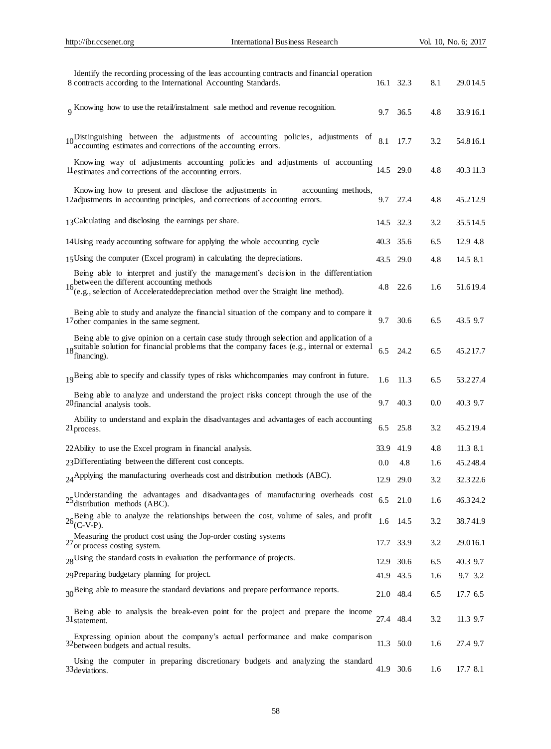| | | | | | | |
|---|---|---|---|---|---|---|
| 8 | Identify the recording processing of the leas accounting contracts and financial operation contracts according to the International Accounting Standards. | 16.1 | 32.3 | 8.1 | 29.0 | 14.5 |
| 9 | Knowing how to use the retail/instalment sale method and revenue recognition. | 9.7 | 36.5 | 4.8 | 33.9 | 16.1 |
| 10 | Distinguishing between the adjustments of accounting policies, adjustments of accounting estimates and corrections of the accounting errors. | 8.1 | 17.7 | 3.2 | 54.8 | 16.1 |
| 11 | Knowing way of adjustments accounting policies and adjustments of accounting estimates and corrections of the accounting errors. | 14.5 | 29.0 | 4.8 | 40.3 | 11.3 |
| 12 | Knowing how to present and disclose the adjustments in accounting methods, adjustments in accounting principles, and corrections of accounting errors. | 9.7 | 27.4 | 4.8 | 45.2 | 12.9 |
| 13 | Calculating and disclosing the earnings per share. | 14.5 | 32.3 | 3.2 | 35.5 | 14.5 |
| 14 | Using ready accounting software for applying the whole accounting cycle | 40.3 | 35.6 | 6.5 | 12.9 | 4.8 |
| 15 | Using the computer (Excel program) in calculating the depreciations. | 43.5 | 29.0 | 4.8 | 14.5 | 8.1 |
| 16 | Being able to interpret and justify the management's decision in the differentiation between the different accounting methods (e.g., selection of Accelerateddepreciation method over the Straight line method). | 4.8 | 22.6 | 1.6 | 51.6 | 19.4 |
| 17 | Being able to study and analyze the financial situation of the company and to compare it other companies in the same segment. | 9.7 | 30.6 | 6.5 | 43.5 | 9.7 |
| 18 | Being able to give opinion on a certain case study through selection and application of a suitable solution for financial problems that the company faces (e.g., internal or external financing). | 6.5 | 24.2 | 6.5 | 45.2 | 17.7 |
| 19 | Being able to specify and classify types of risks whichcompanies may confront in future. | 1.6 | 11.3 | 6.5 | 53.2 | 27.4 |
| 20 | Being able to analyze and understand the project risks concept through the use of the financial analysis tools. | 9.7 | 40.3 | 0.0 | 40.3 | 9.7 |
| 21 | Ability to understand and explain the disadvantages and advantages of each accounting process. | 6.5 | 25.8 | 3.2 | 45.2 | 19.4 |
| 22 | Ability to use the Excel program in financial analysis. | 33.9 | 41.9 | 4.8 | 11.3 | 8.1 |
| 23 | Differentiating between the different cost concepts. | 0.0 | 4.8 | 1.6 | 45.2 | 48.4 |
| 24 | Applying the manufacturing overheads cost and distribution methods (ABC). | 12.9 | 29.0 | 3.2 | 32.3 | 22.6 |
| 25 | Understanding the advantages and disadvantages of manufacturing overheads cost distribution methods (ABC). | 6.5 | 21.0 | 1.6 | 46.3 | 24.2 |
| 26 | Being able to analyze the relationships between the cost, volume of sales, and profit (C-V-P). | 1.6 | 14.5 | 3.2 | 38.7 | 41.9 |
| 27 | Measuring the product cost using the Jop-order costing systems or process costing system. | 17.7 | 33.9 | 3.2 | 29.0 | 16.1 |
| 28 | Using the standard costs in evaluation the performance of projects. | 12.9 | 30.6 | 6.5 | 40.3 | 9.7 |
| 29 | Preparing budgetary planning for project. | 41.9 | 43.5 | 1.6 | 9.7 | 3.2 |
| 30 | Being able to measure the standard deviations and prepare performance reports. | 21.0 | 48.4 | 6.5 | 17.7 | 6.5 |
| 31 | Being able to analysis the break-even point for the project and prepare the income statement. | 27.4 | 48.4 | 3.2 | 11.3 | 9.7 |
| 32 | Expressing opinion about the company's actual performance and make comparison between budgets and actual results. | 11.3 | 50.0 | 1.6 | 27.4 | 9.7 |
| 33 | Using the computer in preparing discretionary budgets and analyzing the standard deviations. | 41.9 | 30.6 | 1.6 | 17.7 | 8.1 |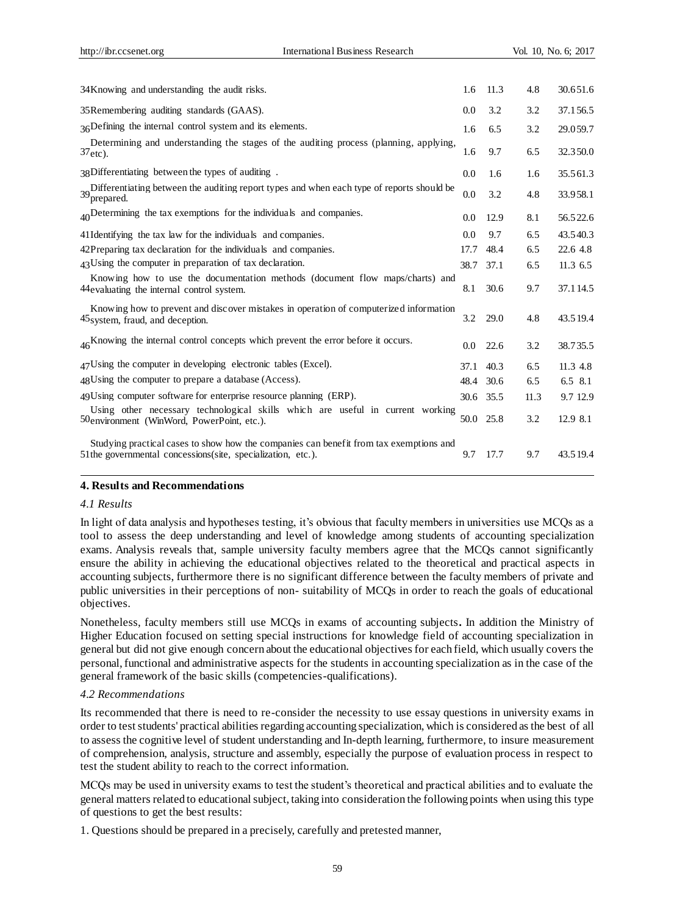| | | | | | |
|---|---|---|---|---|---|
| 34 | Knowing and understanding the audit risks. | 1.6 | 11.3 | 4.8 | 30.6 51.6 |
| 35 | Remembering auditing standards (GAAS). | 0.0 | 3.2 | 3.2 | 37.1 56.5 |
| 36 | Defining the internal control system and its elements. | 1.6 | 6.5 | 3.2 | 29.0 59.7 |
| 37 | Determining and understanding the stages of the auditing process (planning, applying, etc). | 1.6 | 9.7 | 6.5 | 32.3 50.0 |
| 38 | Differentiating between the types of auditing . | 0.0 | 1.6 | 1.6 | 35.5 61.3 |
| 39 | Differentiating between the auditing report types and when each type of reports should be prepared. | 0.0 | 3.2 | 4.8 | 33.9 58.1 |
| 40 | Determining the tax exemptions for the individuals and companies. | 0.0 | 12.9 | 8.1 | 56.5 22.6 |
| 41 | Identifying the tax law for the individuals and companies. | 0.0 | 9.7 | 6.5 | 43.5 40.3 |
| 42 | Preparing tax declaration for the individuals and companies. | 17.7 | 48.4 | 6.5 | 22.6 4.8 |
| 43 | Using the computer in preparation of tax declaration. | 38.7 | 37.1 | 6.5 | 11.3 6.5 |
| 44 | Knowing how to use the documentation methods (document flow maps/charts) and evaluating the internal control system. | 8.1 | 30.6 | 9.7 | 37.1 14.5 |
| 45 | Knowing how to prevent and discover mistakes in operation of computerized information system, fraud, and deception. | 3.2 | 29.0 | 4.8 | 43.5 19.4 |
| 46 | Knowing the internal control concepts which prevent the error before it occurs. | 0.0 | 22.6 | 3.2 | 38.7 35.5 |
| 47 | Using the computer in developing electronic tables (Excel). | 37.1 | 40.3 | 6.5 | 11.3 4.8 |
| 48 | Using the computer to prepare a database (Access). | 48.4 | 30.6 | 6.5 | 6.5 8.1 |
| 49 | Using computer software for enterprise resource planning (ERP). | 30.6 | 35.5 | 11.3 | 9.7 12.9 |
| 50 | Using other necessary technological skills which are useful in current working environment (WinWord, PowerPoint, etc.). | 50.0 | 25.8 | 3.2 | 12.9 8.1 |
| 51 | Studying practical cases to show how the companies can benefit from tax exemptions and the governmental concessions(site, specialization, etc.). | 9.7 | 17.7 | 9.7 | 43.5 19.4 |

## 4. Results and Recommendations

### *4.1 Results*

In light of data analysis and hypotheses testing, it's obvious that faculty members in universities use MCQs as a tool to assess the deep understanding and level of knowledge among students of accounting specialization exams. Analysis reveals that, sample university faculty members agree that the MCQs cannot significantly ensure the ability in achieving the educational objectives related to the theoretical and practical aspects in accounting subjects, furthermore there is no significant difference between the faculty members of private and public universities in their perceptions of non- suitability of MCQs in order to reach the goals of educational objectives.

Nonetheless, faculty members still use MCQs in exams of accounting subjects**.** In addition the Ministry of Higher Education focused on setting special instructions for knowledge field of accounting specialization in general but did not give enough concern about the educational objectives for each field, which usually covers the personal, functional and administrative aspects for the students in accounting specialization as in the case of the general framework of the basic skills (competencies-qualifications).

### *4.2 Recommendations*

Its recommended that there is need to re-consider the necessity to use essay questions in university exams in order to test students' practical abilities regarding accounting specialization, which is considered as the best of all to assess the cognitive level of student understanding and In-depth learning, furthermore, to insure measurement of comprehension, analysis, structure and assembly, especially the purpose of evaluation process in respect to test the student ability to reach to the correct information.

MCQs may be used in university exams to test the student's theoretical and practical abilities and to evaluate the general matters related to educational subject, taking into consideration the following points when using this type of questions to get the best results:

1. Questions should be prepared in a precisely, carefully and pretested manner,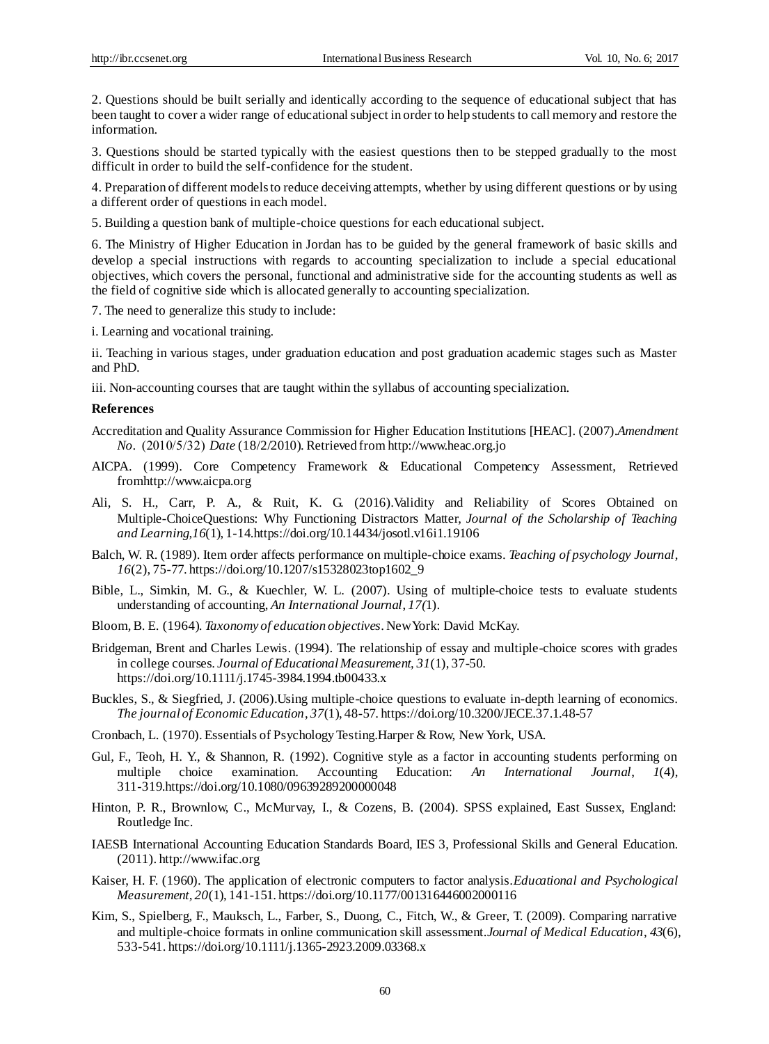2. Questions should be built serially and identically according to the sequence of educational subject that has been taught to cover a wider range of educational subject in order to help students to call memory and restore the information.

3. Questions should be started typically with the easiest questions then to be stepped gradually to the most difficult in order to build the self-confidence for the student.

4. Preparation of different models to reduce deceiving attempts, whether by using different questions or by using a different order of questions in each model.

5. Building a question bank of multiple-choice questions for each educational subject.

6. The Ministry of Higher Education in Jordan has to be guided by the general framework of basic skills and develop a special instructions with regards to accounting specialization to include a special educational objectives, which covers the personal, functional and administrative side for the accounting students as well as the field of cognitive side which is allocated generally to accounting specialization.

7. The need to generalize this study to include:

i. Learning and vocational training.

ii. Teaching in various stages, under graduation education and post graduation academic stages such as Master and PhD.

iii. Non-accounting courses that are taught within the syllabus of accounting specialization.

**References**

Accreditation and Quality Assurance Commission for Higher Education Institutions [HEAC]. (2007).*Amendment No*. (2010/5/32) *Date* (18/2/2010). Retrieved from http://www.heac.org.jo

AICPA. (1999). Core Competency Framework & Educational Competency Assessment, Retrieved fromhttp://www.aicpa.org

Ali, S. H., Carr, P. A., & Ruit, K. G. (2016).Validity and Reliability of Scores Obtained on Multiple-ChoiceQuestions: Why Functioning Distractors Matter, *Journal of the Scholarship of Teaching and Learning,16*(1), 1-14.https://doi.org/10.14434/josotl.v16i1.19106

Balch, W. R. (1989). Item order affects performance on multiple-choice exams. *Teaching of psychology Journal*, *16*(2), 75-77. https://doi.org/10.1207/s15328023top1602_9

Bible, L., Simkin, M. G., & Kuechler, W. L. (2007). Using of multiple-choice tests to evaluate students understanding of accounting, *An International Journal*, *17(*1).

Bloom, B. E. (1964). *Taxonomy of education objectives*. NewYork: David McKay.

Bridgeman, Brent and Charles Lewis. (1994). The relationship of essay and multiple-choice scores with grades in college courses. *Journal of Educational Measurement, 31*(1), 37-50. https://doi.org/10.1111/j.1745-3984.1994.tb00433.x

Buckles, S., & Siegfried, J. (2006).Using multiple-choice questions to evaluate in-depth learning of economics. *The journal of Economic Education*, *37*(1), 48-57. https://doi.org/10.3200/JECE.37.1.48-57

Cronbach, L. (1970). Essentials of Psychology Testing.Harper & Row, New York, USA.

Gul, F., Teoh, H. Y., & Shannon, R. (1992). Cognitive style as a factor in accounting students performing on multiple choice examination. Accounting Education: *An International Journal*, *1*(4), 311-319.https://doi.org/10.1080/09639289200000048

Hinton, P. R., Brownlow, C., McMurvay, I., & Cozens, B. (2004). SPSS explained, East Sussex, England: Routledge Inc.

IAESB International Accounting Education Standards Board, IES 3, Professional Skills and General Education. (2011). http://www.ifac.org

Kaiser, H. F. (1960). The application of electronic computers to factor analysis.*Educational and Psychological Measurement, 20*(1), 141-151. https://doi.org/10.1177/001316446002000116

Kim, S., Spielberg, F., Mauksch, L., Farber, S., Duong, C., Fitch, W., & Greer, T. (2009). Comparing narrative and multiple-choice formats in online communication skill assessment.*Journal of Medical Education*, *43*(6), 533-541. https://doi.org/10.1111/j.1365-2923.2009.03368.x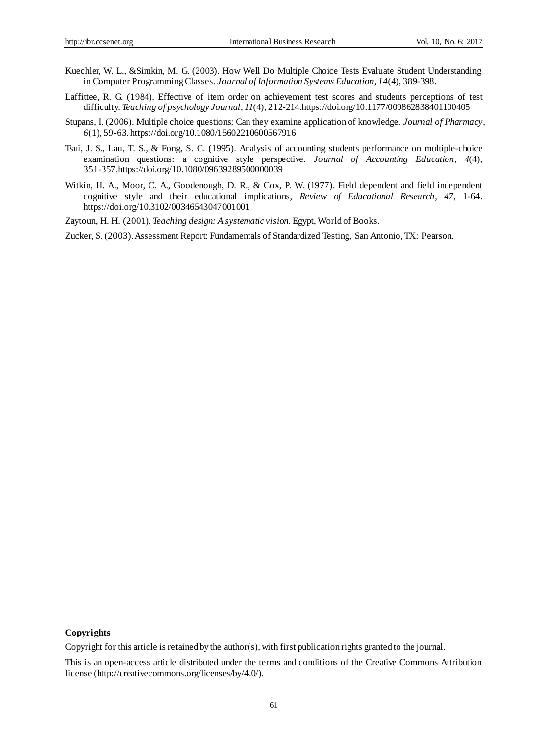Kuechler, W. L., &Simkin, M. G. (2003). How Well Do Multiple Choice Tests Evaluate Student Understanding in Computer Programming Classes. *Journal of Information Systems Education*, *14*(4), 389-398.

Laffittee, R. G. (1984). Effective of item order on achievement test scores and students perceptions of test difficulty. *Teaching of psychology Journal*, *11*(4), 212-214.https://doi.org/10.1177/009862838401100405

Stupans, I. (2006). Multiple choice questions: Can they examine application of knowledge. *Journal of Pharmacy*, *6*(1), 59-63. https://doi.org/10.1080/15602210600567916

Tsui, J. S., Lau, T. S., & Fong, S. C. (1995). Analysis of accounting students performance on multiple-choice examination questions: a cognitive style perspective. *Journal of Accounting Education*, *4*(4), 351-357.https://doi.org/10.1080/09639289500000039

Witkin, H. A., Moor, C. A., Goodenough, D. R., & Cox, P. W. (1977). Field dependent and field independent cognitive style and their educational implications, *Review of Educational Research*, *47*, 1-64. https://doi.org/10.3102/00346543047001001

Zaytoun, H. H. (2001). *Teaching design: A systematic vision.* Egypt, World of Books.

Zucker, S. (2003). Assessment Report: Fundamentals of Standardized Testing, San Antonio, TX: Pearson.

**Copyrights**

Copyright for this article is retained by the author(s), with first publication rights granted to the journal.

This is an open-access article distributed under the terms and conditions of the Creative Commons Attribution license (http://creativecommons.org/licenses/by/4.0/).